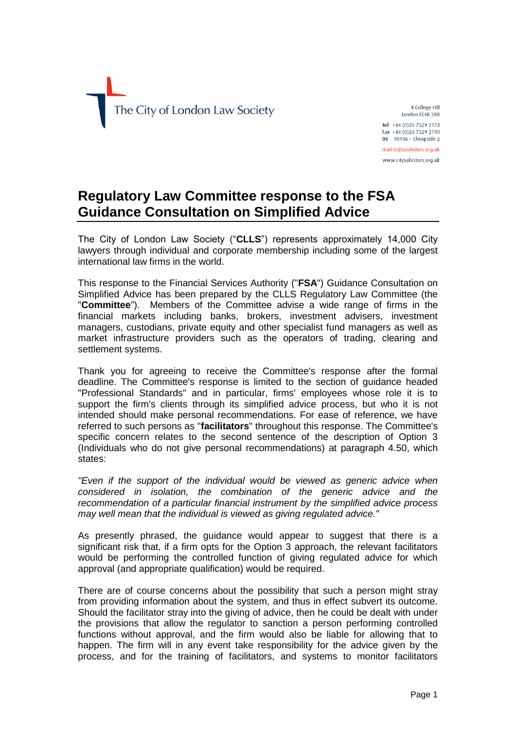The City of London Law Society

4 College Hill
London EC4R 2RB

Tel +44 (0)20 7329 2173
Fax +44 (0)20 7329 2190
DX 98936 – Cheapside 2

mail@citysolicitors.org.uk

www.citysolicitors.org.uk

# Regulatory Law Committee response to the FSA Guidance Consultation on Simplified Advice

The City of London Law Society ("**CLLS**") represents approximately 14,000 City lawyers through individual and corporate membership including some of the largest international law firms in the world.

This response to the Financial Services Authority ("**FSA**") Guidance Consultation on Simplified Advice has been prepared by the CLLS Regulatory Law Committee (the "**Committee**"). Members of the Committee advise a wide range of firms in the financial markets including banks, brokers, investment advisers, investment managers, custodians, private equity and other specialist fund managers as well as market infrastructure providers such as the operators of trading, clearing and settlement systems.

Thank you for agreeing to receive the Committee's response after the formal deadline. The Committee's response is limited to the section of guidance headed "Professional Standards" and in particular, firms' employees whose role it is to support the firm's clients through its simplified advice process, but who it is not intended should make personal recommendations. For ease of reference, we have referred to such persons as "**facilitators**" throughout this response. The Committee's specific concern relates to the second sentence of the description of Option 3 (Individuals who do not give personal recommendations) at paragraph 4.50, which states:

*"Even if the support of the individual would be viewed as generic advice when considered in isolation, the combination of the generic advice and the recommendation of a particular financial instrument by the simplified advice process may well mean that the individual is viewed as giving regulated advice."*

As presently phrased, the guidance would appear to suggest that there is a significant risk that, if a firm opts for the Option 3 approach, the relevant facilitators would be performing the controlled function of giving regulated advice for which approval (and appropriate qualification) would be required.

There are of course concerns about the possibility that such a person might stray from providing information about the system, and thus in effect subvert its outcome. Should the facilitator stray into the giving of advice, then he could be dealt with under the provisions that allow the regulator to sanction a person performing controlled functions without approval, and the firm would also be liable for allowing that to happen. The firm will in any event take responsibility for the advice given by the process, and for the training of facilitators, and systems to monitor facilitators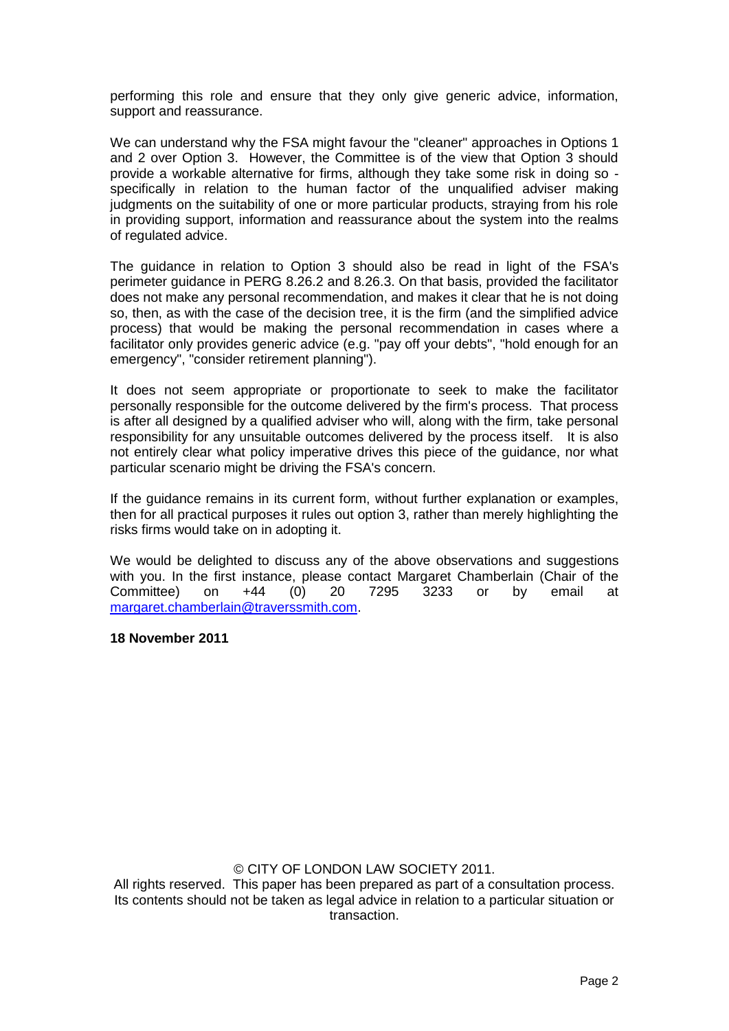performing this role and ensure that they only give generic advice, information, support and reassurance.

We can understand why the FSA might favour the "cleaner" approaches in Options 1 and 2 over Option 3. However, the Committee is of the view that Option 3 should provide a workable alternative for firms, although they take some risk in doing so - specifically in relation to the human factor of the unqualified adviser making judgments on the suitability of one or more particular products, straying from his role in providing support, information and reassurance about the system into the realms of regulated advice.

The guidance in relation to Option 3 should also be read in light of the FSA's perimeter guidance in PERG 8.26.2 and 8.26.3. On that basis, provided the facilitator does not make any personal recommendation, and makes it clear that he is not doing so, then, as with the case of the decision tree, it is the firm (and the simplified advice process) that would be making the personal recommendation in cases where a facilitator only provides generic advice (e.g. "pay off your debts", "hold enough for an emergency", "consider retirement planning").

It does not seem appropriate or proportionate to seek to make the facilitator personally responsible for the outcome delivered by the firm's process. That process is after all designed by a qualified adviser who will, along with the firm, take personal responsibility for any unsuitable outcomes delivered by the process itself. It is also not entirely clear what policy imperative drives this piece of the guidance, nor what particular scenario might be driving the FSA's concern.

If the guidance remains in its current form, without further explanation or examples, then for all practical purposes it rules out option 3, rather than merely highlighting the risks firms would take on in adopting it.

We would be delighted to discuss any of the above observations and suggestions with you. In the first instance, please contact Margaret Chamberlain (Chair of the Committee) on +44 (0) 20 7295 3233 or by email at margaret.chamberlain@traverssmith.com.

**18 November 2011**

© CITY OF LONDON LAW SOCIETY 2011.
All rights reserved. This paper has been prepared as part of a consultation process. Its contents should not be taken as legal advice in relation to a particular situation or transaction.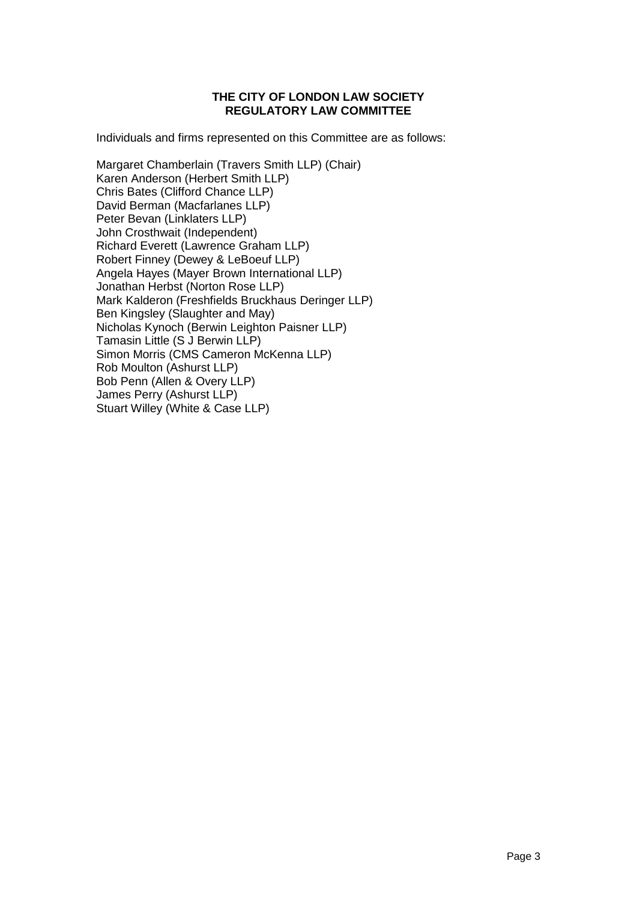**THE CITY OF LONDON LAW SOCIETY**
**REGULATORY LAW COMMITTEE**

Individuals and firms represented on this Committee are as follows:

Margaret Chamberlain (Travers Smith LLP) (Chair)
Karen Anderson (Herbert Smith LLP)
Chris Bates (Clifford Chance LLP)
David Berman (Macfarlanes LLP)
Peter Bevan (Linklaters LLP)
John Crosthwait (Independent)
Richard Everett (Lawrence Graham LLP)
Robert Finney (Dewey & LeBoeuf LLP)
Angela Hayes (Mayer Brown International LLP)
Jonathan Herbst (Norton Rose LLP)
Mark Kalderon (Freshfields Bruckhaus Deringer LLP)
Ben Kingsley (Slaughter and May)
Nicholas Kynoch (Berwin Leighton Paisner LLP)
Tamasin Little (S J Berwin LLP)
Simon Morris (CMS Cameron McKenna LLP)
Rob Moulton (Ashurst LLP)
Bob Penn (Allen & Overy LLP)
James Perry (Ashurst LLP)
Stuart Willey (White & Case LLP)